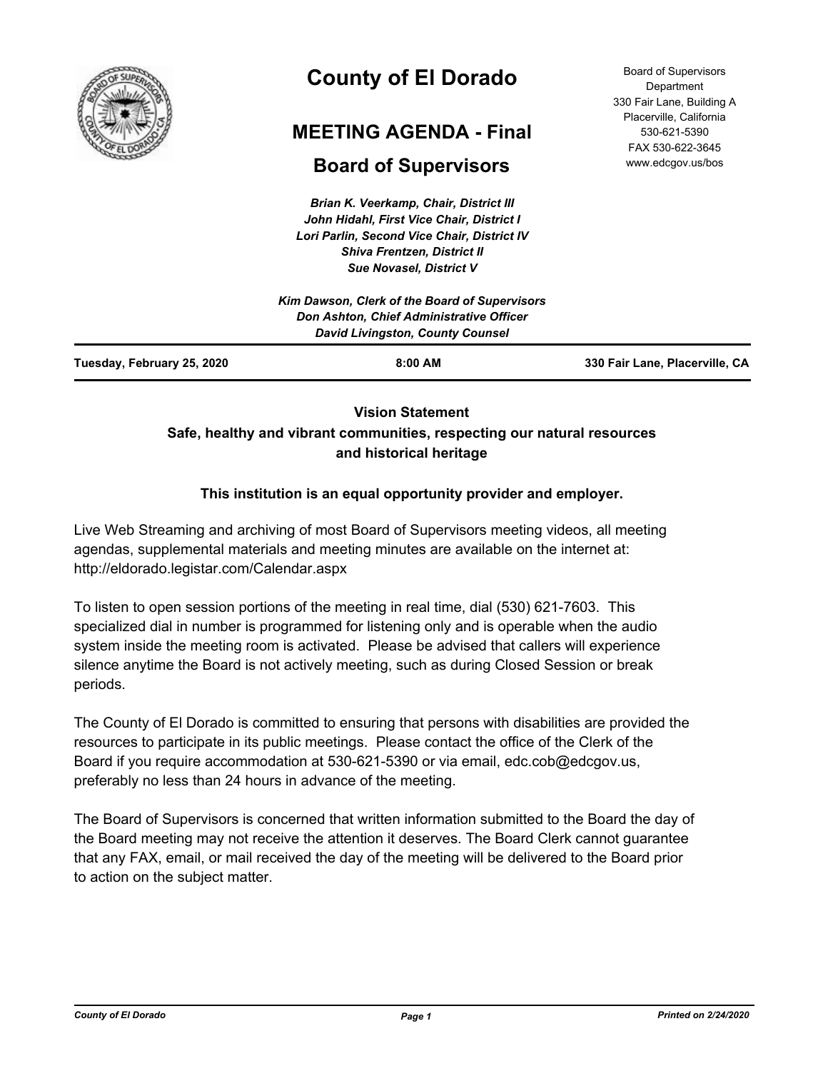# County of El Dorado

## MEETING AGENDA - Final

## Board of Supervisors

Board of Supervisors Department
330 Fair Lane, Building A
Placerville, California
530-621-5390
FAX 530-622-3645
www.edcgov.us/bos

***Brian K. Veerkamp, Chair, District III***
***John Hidahl, First Vice Chair, District I***
***Lori Parlin, Second Vice Chair, District IV***
***Shiva Frentzen, District II***
***Sue Novasel, District V***

***Kim Dawson, Clerk of the Board of Supervisors***
***Don Ashton, Chief Administrative Officer***
***David Livingston, County Counsel***

**Tuesday, February 25, 2020** | **8:00 AM** | **330 Fair Lane, Placerville, CA**

**Vision Statement**
**Safe, healthy and vibrant communities, respecting our natural resources and historical heritage**

**This institution is an equal opportunity provider and employer.**

Live Web Streaming and archiving of most Board of Supervisors meeting videos, all meeting agendas, supplemental materials and meeting minutes are available on the internet at: http://eldorado.legistar.com/Calendar.aspx

To listen to open session portions of the meeting in real time, dial (530) 621-7603. This specialized dial in number is programmed for listening only and is operable when the audio system inside the meeting room is activated. Please be advised that callers will experience silence anytime the Board is not actively meeting, such as during Closed Session or break periods.

The County of El Dorado is committed to ensuring that persons with disabilities are provided the resources to participate in its public meetings. Please contact the office of the Clerk of the Board if you require accommodation at 530-621-5390 or via email, edc.cob@edcgov.us, preferably no less than 24 hours in advance of the meeting.

The Board of Supervisors is concerned that written information submitted to the Board the day of the Board meeting may not receive the attention it deserves. The Board Clerk cannot guarantee that any FAX, email, or mail received the day of the meeting will be delivered to the Board prior to action on the subject matter.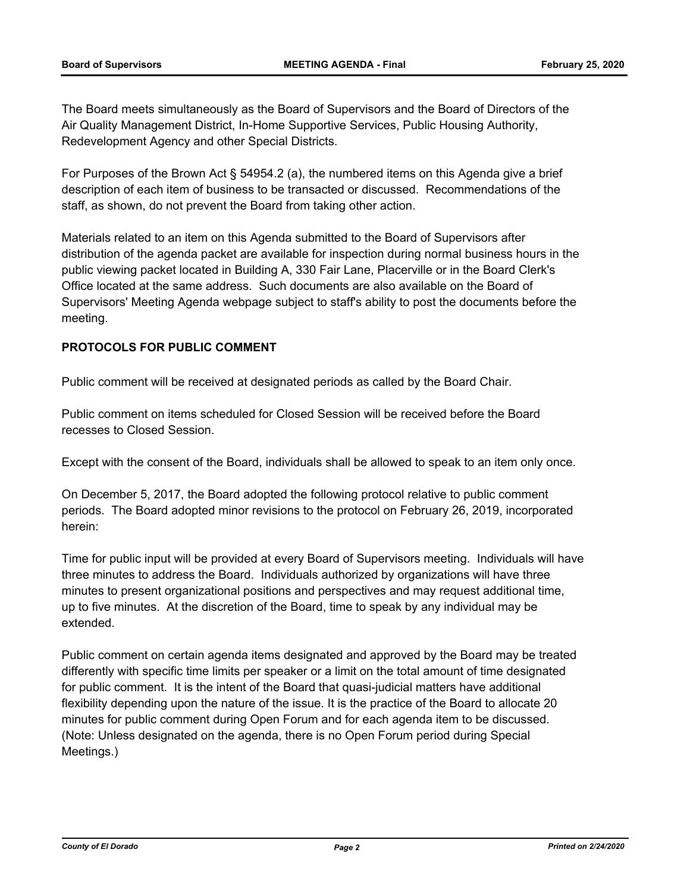The Board meets simultaneously as the Board of Supervisors and the Board of Directors of the Air Quality Management District, In-Home Supportive Services, Public Housing Authority, Redevelopment Agency and other Special Districts.

For Purposes of the Brown Act § 54954.2 (a), the numbered items on this Agenda give a brief description of each item of business to be transacted or discussed. Recommendations of the staff, as shown, do not prevent the Board from taking other action.

Materials related to an item on this Agenda submitted to the Board of Supervisors after distribution of the agenda packet are available for inspection during normal business hours in the public viewing packet located in Building A, 330 Fair Lane, Placerville or in the Board Clerk's Office located at the same address. Such documents are also available on the Board of Supervisors' Meeting Agenda webpage subject to staff's ability to post the documents before the meeting.

**PROTOCOLS FOR PUBLIC COMMENT**

Public comment will be received at designated periods as called by the Board Chair.

Public comment on items scheduled for Closed Session will be received before the Board recesses to Closed Session.

Except with the consent of the Board, individuals shall be allowed to speak to an item only once.

On December 5, 2017, the Board adopted the following protocol relative to public comment periods. The Board adopted minor revisions to the protocol on February 26, 2019, incorporated herein:

Time for public input will be provided at every Board of Supervisors meeting. Individuals will have three minutes to address the Board. Individuals authorized by organizations will have three minutes to present organizational positions and perspectives and may request additional time, up to five minutes. At the discretion of the Board, time to speak by any individual may be extended.

Public comment on certain agenda items designated and approved by the Board may be treated differently with specific time limits per speaker or a limit on the total amount of time designated for public comment. It is the intent of the Board that quasi-judicial matters have additional flexibility depending upon the nature of the issue. It is the practice of the Board to allocate 20 minutes for public comment during Open Forum and for each agenda item to be discussed. (Note: Unless designated on the agenda, there is no Open Forum period during Special Meetings.)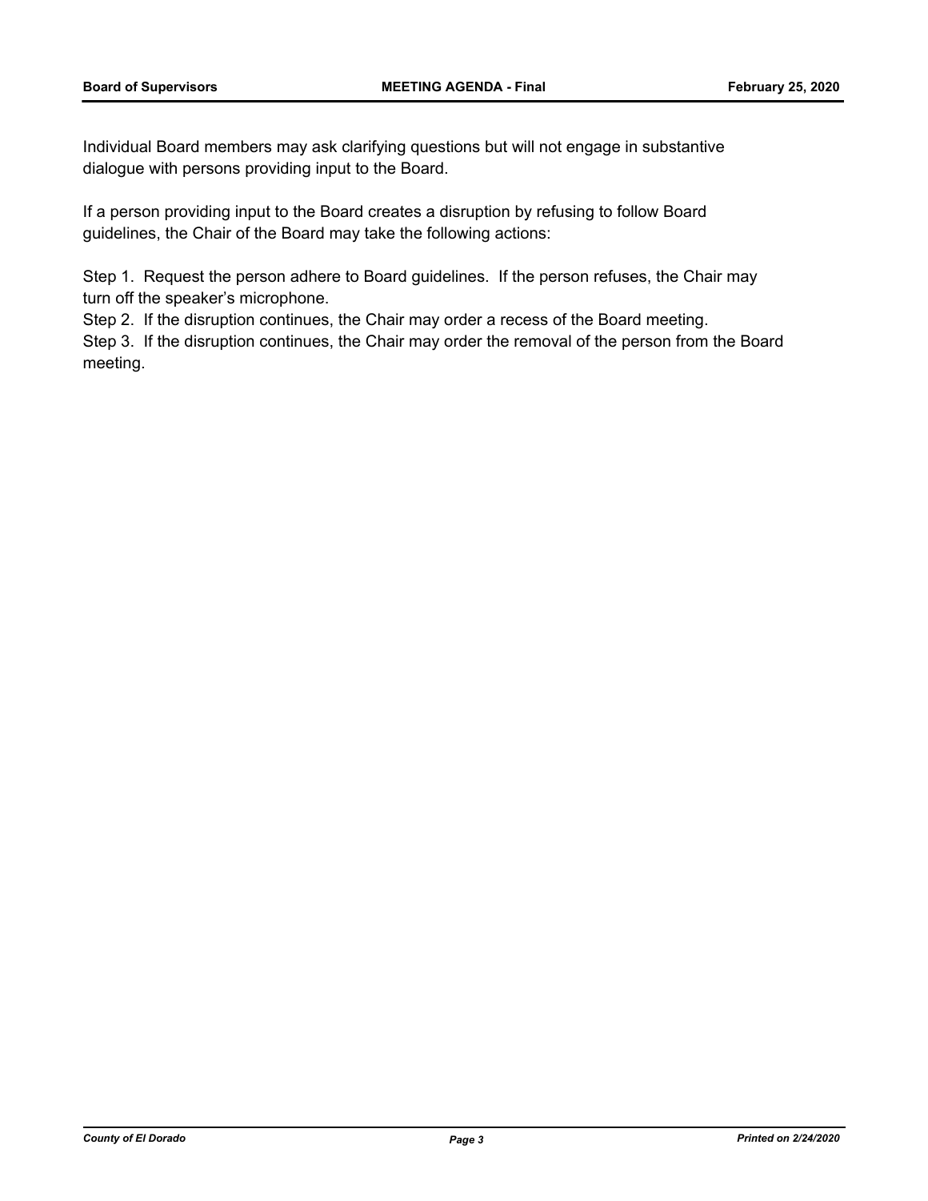Individual Board members may ask clarifying questions but will not engage in substantive dialogue with persons providing input to the Board.

If a person providing input to the Board creates a disruption by refusing to follow Board guidelines, the Chair of the Board may take the following actions:

Step 1. Request the person adhere to Board guidelines. If the person refuses, the Chair may turn off the speaker's microphone.

Step 2. If the disruption continues, the Chair may order a recess of the Board meeting.

Step 3. If the disruption continues, the Chair may order the removal of the person from the Board meeting.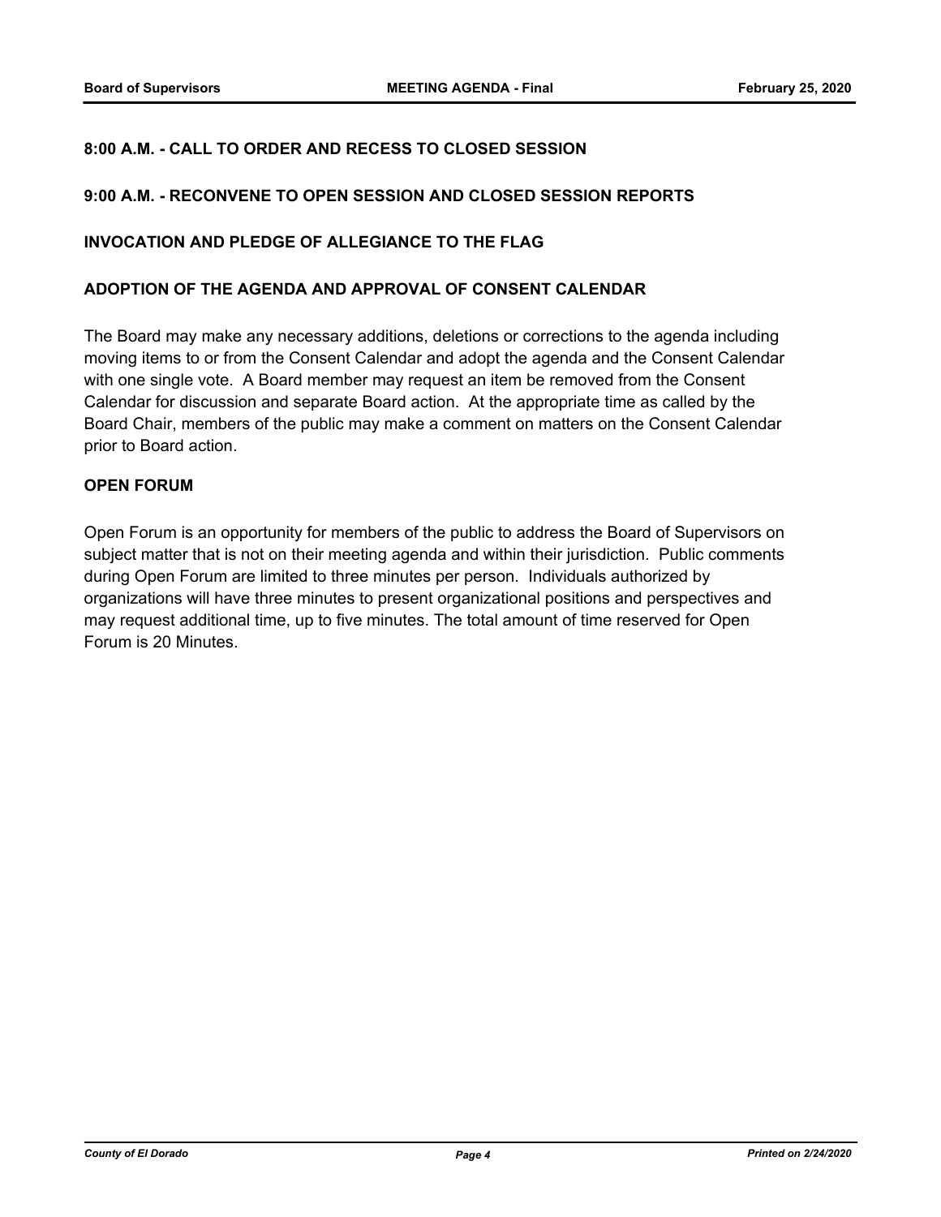**8:00 A.M. - CALL TO ORDER AND RECESS TO CLOSED SESSION**

**9:00 A.M. - RECONVENE TO OPEN SESSION AND CLOSED SESSION REPORTS**

**INVOCATION AND PLEDGE OF ALLEGIANCE TO THE FLAG**

**ADOPTION OF THE AGENDA AND APPROVAL OF CONSENT CALENDAR**

The Board may make any necessary additions, deletions or corrections to the agenda including moving items to or from the Consent Calendar and adopt the agenda and the Consent Calendar with one single vote. A Board member may request an item be removed from the Consent Calendar for discussion and separate Board action. At the appropriate time as called by the Board Chair, members of the public may make a comment on matters on the Consent Calendar prior to Board action.

**OPEN FORUM**

Open Forum is an opportunity for members of the public to address the Board of Supervisors on subject matter that is not on their meeting agenda and within their jurisdiction. Public comments during Open Forum are limited to three minutes per person. Individuals authorized by organizations will have three minutes to present organizational positions and perspectives and may request additional time, up to five minutes. The total amount of time reserved for Open Forum is 20 Minutes.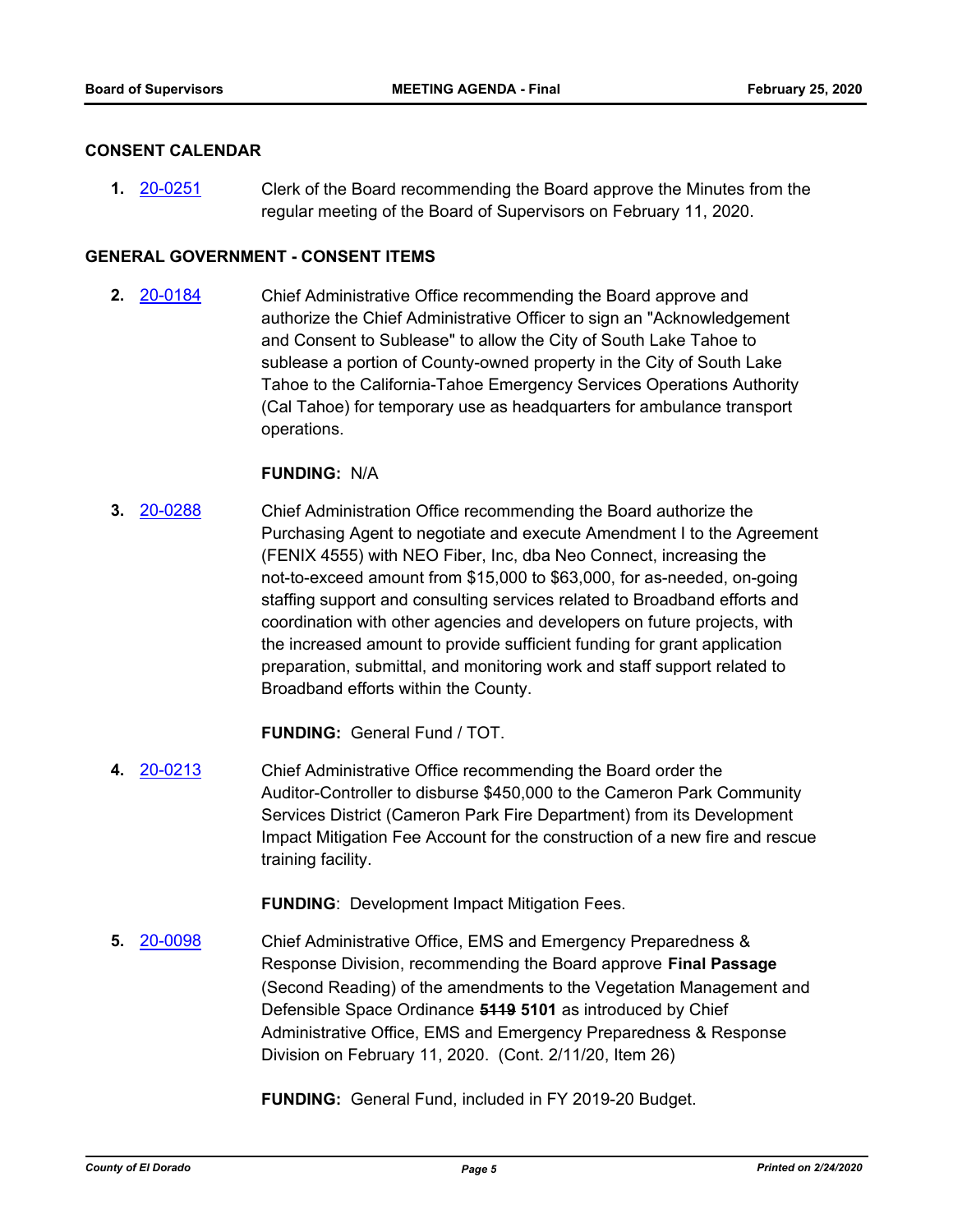## CONSENT CALENDAR

**1.** [20-0251](20-0251) Clerk of the Board recommending the Board approve the Minutes from the regular meeting of the Board of Supervisors on February 11, 2020.

## GENERAL GOVERNMENT - CONSENT ITEMS

**2.** [20-0184](20-0184) Chief Administrative Office recommending the Board approve and authorize the Chief Administrative Officer to sign an "Acknowledgement and Consent to Sublease" to allow the City of South Lake Tahoe to sublease a portion of County-owned property in the City of South Lake Tahoe to the California-Tahoe Emergency Services Operations Authority (Cal Tahoe) for temporary use as headquarters for ambulance transport operations.

**FUNDING:** N/A

**3.** [20-0288](20-0288) Chief Administration Office recommending the Board authorize the Purchasing Agent to negotiate and execute Amendment I to the Agreement (FENIX 4555) with NEO Fiber, Inc, dba Neo Connect, increasing the not-to-exceed amount from $15,000 to $63,000, for as-needed, on-going staffing support and consulting services related to Broadband efforts and coordination with other agencies and developers on future projects, with the increased amount to provide sufficient funding for grant application preparation, submittal, and monitoring work and staff support related to Broadband efforts within the County.

**FUNDING:** General Fund / TOT.

**4.** [20-0213](20-0213) Chief Administrative Office recommending the Board order the Auditor-Controller to disburse $450,000 to the Cameron Park Community Services District (Cameron Park Fire Department) from its Development Impact Mitigation Fee Account for the construction of a new fire and rescue training facility.

**FUNDING**: Development Impact Mitigation Fees.

**5.** [20-0098](20-0098) Chief Administrative Office, EMS and Emergency Preparedness & Response Division, recommending the Board approve **Final Passage** (Second Reading) of the amendments to the Vegetation Management and Defensible Space Ordinance ~~**5119**~~ **5101** as introduced by Chief Administrative Office, EMS and Emergency Preparedness & Response Division on February 11, 2020. (Cont. 2/11/20, Item 26)

**FUNDING:** General Fund, included in FY 2019-20 Budget.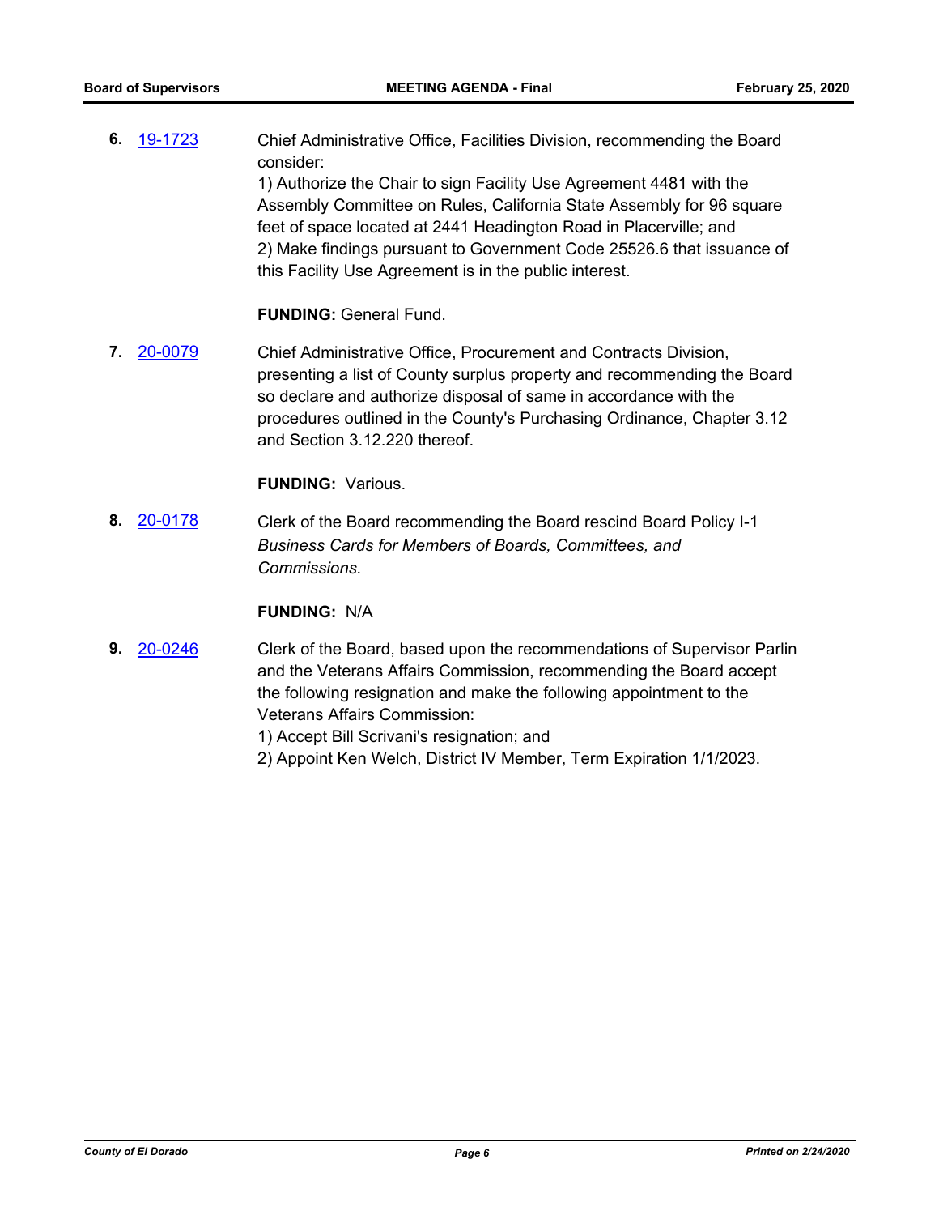**6.** 19-1723 Chief Administrative Office, Facilities Division, recommending the Board consider:

1) Authorize the Chair to sign Facility Use Agreement 4481 with the Assembly Committee on Rules, California State Assembly for 96 square feet of space located at 2441 Headington Road in Placerville; and
2) Make findings pursuant to Government Code 25526.6 that issuance of this Facility Use Agreement is in the public interest.

**FUNDING:** General Fund.

**7.** 20-0079 Chief Administrative Office, Procurement and Contracts Division, presenting a list of County surplus property and recommending the Board so declare and authorize disposal of same in accordance with the procedures outlined in the County's Purchasing Ordinance, Chapter 3.12 and Section 3.12.220 thereof.

**FUNDING:** Various.

**8.** 20-0178 Clerk of the Board recommending the Board rescind Board Policy I-1 *Business Cards for Members of Boards, Committees, and Commissions.*

**FUNDING:** N/A

**9.** 20-0246 Clerk of the Board, based upon the recommendations of Supervisor Parlin and the Veterans Affairs Commission, recommending the Board accept the following resignation and make the following appointment to the Veterans Affairs Commission:

1) Accept Bill Scrivani's resignation; and
2) Appoint Ken Welch, District IV Member, Term Expiration 1/1/2023.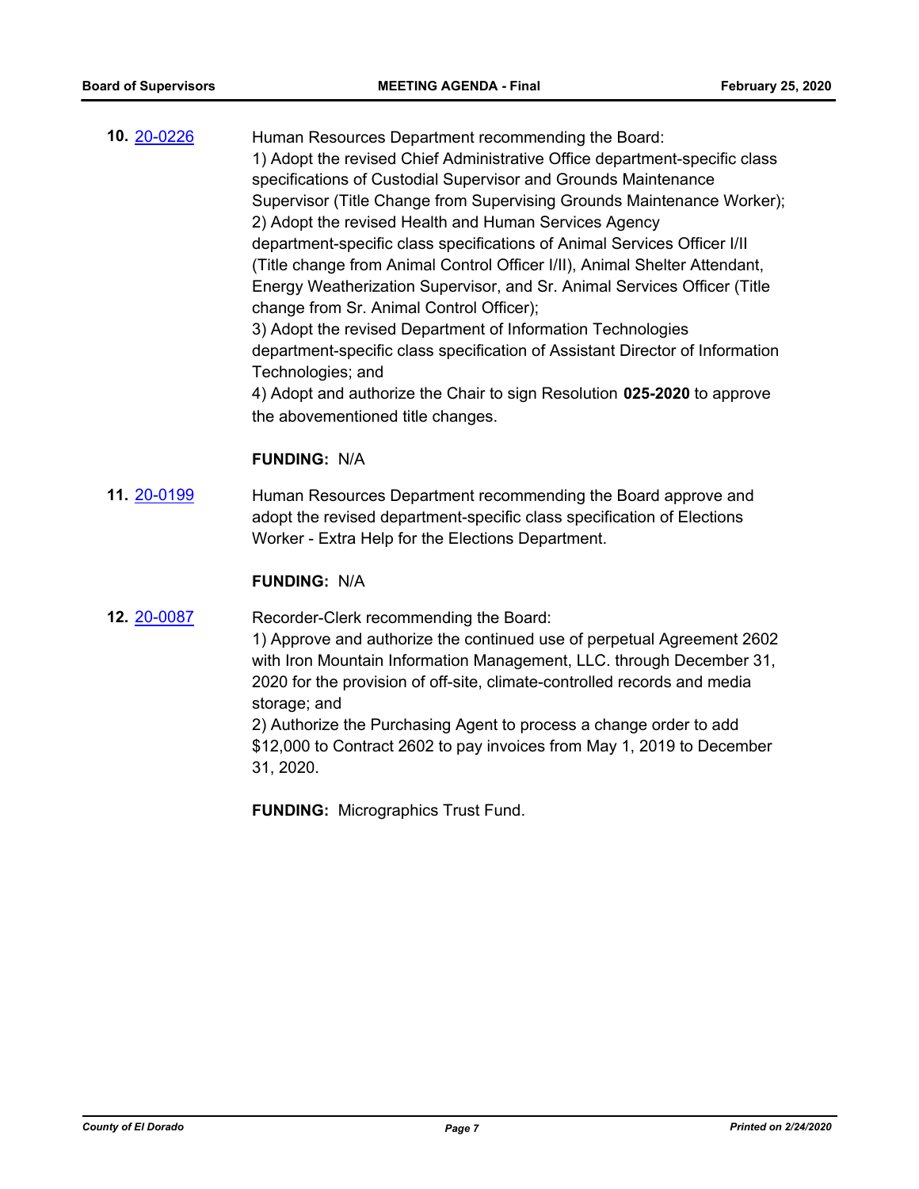**10.** [20-0226](20-0226)

Human Resources Department recommending the Board:
1) Adopt the revised Chief Administrative Office department-specific class specifications of Custodial Supervisor and Grounds Maintenance Supervisor (Title Change from Supervising Grounds Maintenance Worker);
2) Adopt the revised Health and Human Services Agency department-specific class specifications of Animal Services Officer I/II (Title change from Animal Control Officer I/II), Animal Shelter Attendant, Energy Weatherization Supervisor, and Sr. Animal Services Officer (Title change from Sr. Animal Control Officer);
3) Adopt the revised Department of Information Technologies department-specific class specification of Assistant Director of Information Technologies; and
4) Adopt and authorize the Chair to sign Resolution **025-2020** to approve the abovementioned title changes.

**FUNDING:** N/A

**11.** [20-0199](20-0199)

Human Resources Department recommending the Board approve and adopt the revised department-specific class specification of Elections Worker - Extra Help for the Elections Department.

**FUNDING:** N/A

**12.** [20-0087](20-0087)

Recorder-Clerk recommending the Board:
1) Approve and authorize the continued use of perpetual Agreement 2602 with Iron Mountain Information Management, LLC. through December 31, 2020 for the provision of off-site, climate-controlled records and media storage; and
2) Authorize the Purchasing Agent to process a change order to add $12,000 to Contract 2602 to pay invoices from May 1, 2019 to December 31, 2020.

**FUNDING:** Micrographics Trust Fund.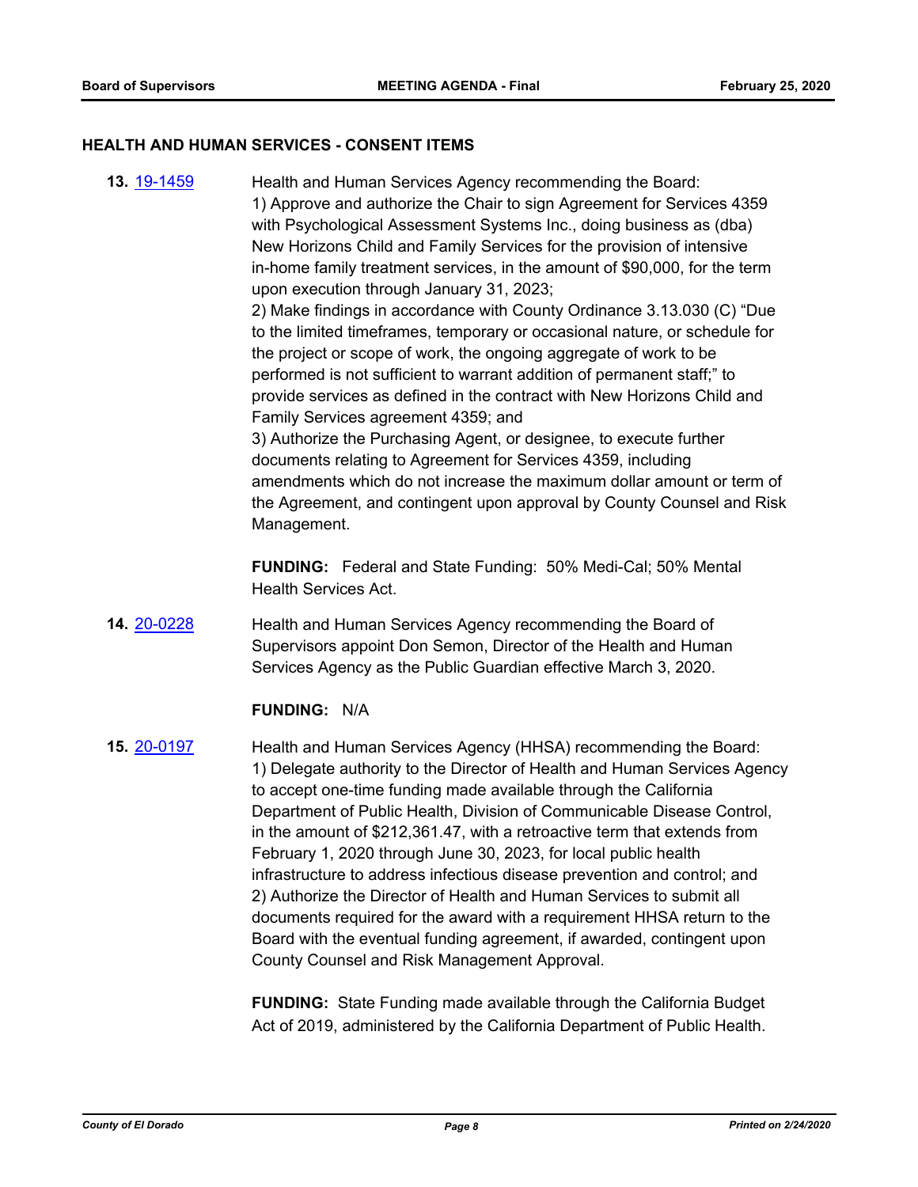### HEALTH AND HUMAN SERVICES - CONSENT ITEMS

**13.** [19-1459](19-1459) Health and Human Services Agency recommending the Board:
1) Approve and authorize the Chair to sign Agreement for Services 4359 with Psychological Assessment Systems Inc., doing business as (dba) New Horizons Child and Family Services for the provision of intensive in-home family treatment services, in the amount of $90,000, for the term upon execution through January 31, 2023;
2) Make findings in accordance with County Ordinance 3.13.030 (C) "Due to the limited timeframes, temporary or occasional nature, or schedule for the project or scope of work, the ongoing aggregate of work to be performed is not sufficient to warrant addition of permanent staff;" to provide services as defined in the contract with New Horizons Child and Family Services agreement 4359; and
3) Authorize the Purchasing Agent, or designee, to execute further documents relating to Agreement for Services 4359, including amendments which do not increase the maximum dollar amount or term of the Agreement, and contingent upon approval by County Counsel and Risk Management.

**FUNDING:** Federal and State Funding: 50% Medi-Cal; 50% Mental Health Services Act.

**14.** [20-0228](20-0228) Health and Human Services Agency recommending the Board of Supervisors appoint Don Semon, Director of the Health and Human Services Agency as the Public Guardian effective March 3, 2020.

**FUNDING:** N/A

**15.** [20-0197](20-0197) Health and Human Services Agency (HHSA) recommending the Board:
1) Delegate authority to the Director of Health and Human Services Agency to accept one-time funding made available through the California Department of Public Health, Division of Communicable Disease Control, in the amount of $212,361.47, with a retroactive term that extends from February 1, 2020 through June 30, 2023, for local public health infrastructure to address infectious disease prevention and control; and
2) Authorize the Director of Health and Human Services to submit all documents required for the award with a requirement HHSA return to the Board with the eventual funding agreement, if awarded, contingent upon County Counsel and Risk Management Approval.

**FUNDING:** State Funding made available through the California Budget Act of 2019, administered by the California Department of Public Health.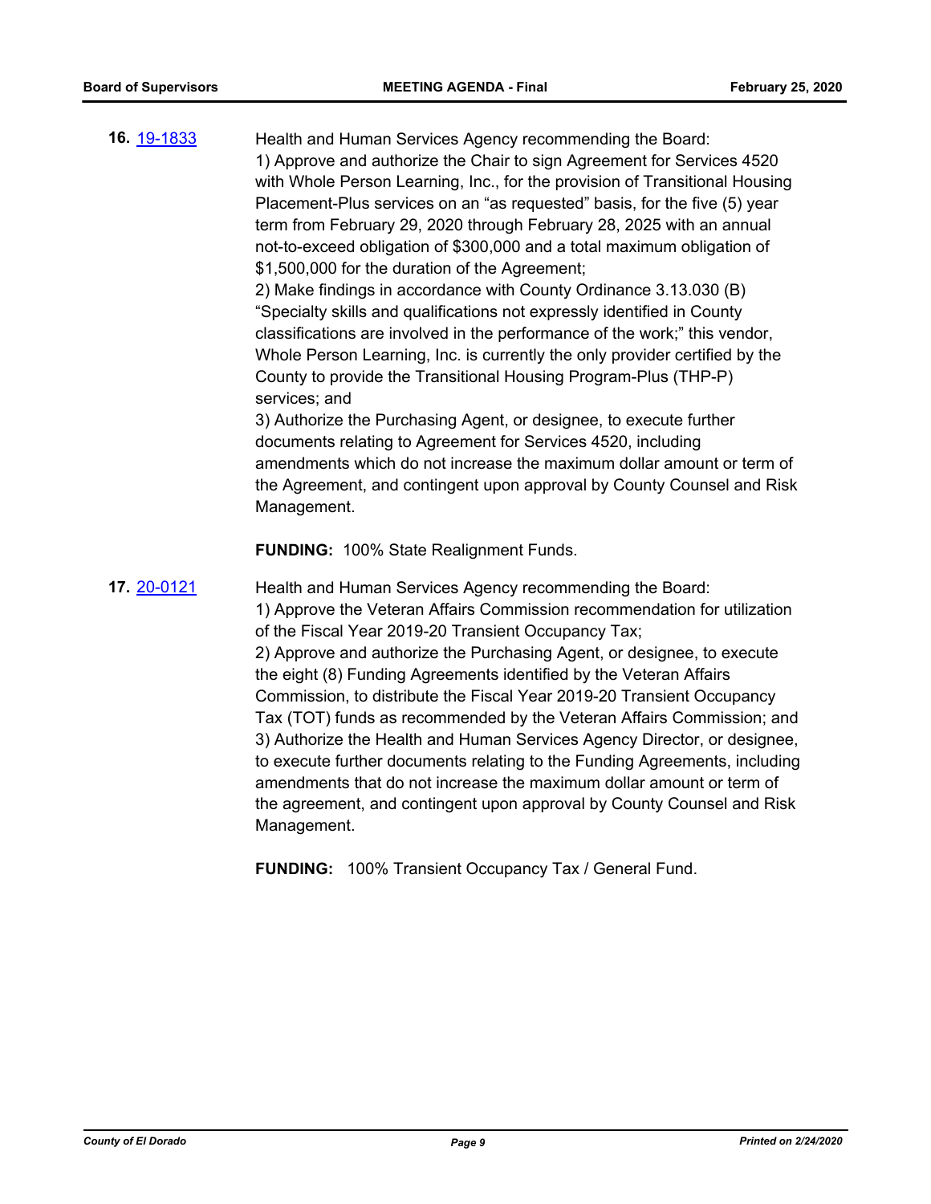**16.** 19-1833

Health and Human Services Agency recommending the Board:
1) Approve and authorize the Chair to sign Agreement for Services 4520 with Whole Person Learning, Inc., for the provision of Transitional Housing Placement-Plus services on an "as requested" basis, for the five (5) year term from February 29, 2020 through February 28, 2025 with an annual not-to-exceed obligation of $300,000 and a total maximum obligation of $1,500,000 for the duration of the Agreement;
2) Make findings in accordance with County Ordinance 3.13.030 (B) "Specialty skills and qualifications not expressly identified in County classifications are involved in the performance of the work;" this vendor, Whole Person Learning, Inc. is currently the only provider certified by the County to provide the Transitional Housing Program-Plus (THP-P) services; and
3) Authorize the Purchasing Agent, or designee, to execute further documents relating to Agreement for Services 4520, including amendments which do not increase the maximum dollar amount or term of the Agreement, and contingent upon approval by County Counsel and Risk Management.

**FUNDING:** 100% State Realignment Funds.

**17.** 20-0121

Health and Human Services Agency recommending the Board:
1) Approve the Veteran Affairs Commission recommendation for utilization of the Fiscal Year 2019-20 Transient Occupancy Tax;
2) Approve and authorize the Purchasing Agent, or designee, to execute the eight (8) Funding Agreements identified by the Veteran Affairs Commission, to distribute the Fiscal Year 2019-20 Transient Occupancy Tax (TOT) funds as recommended by the Veteran Affairs Commission; and
3) Authorize the Health and Human Services Agency Director, or designee, to execute further documents relating to the Funding Agreements, including amendments that do not increase the maximum dollar amount or term of the agreement, and contingent upon approval by County Counsel and Risk Management.

**FUNDING:** 100% Transient Occupancy Tax / General Fund.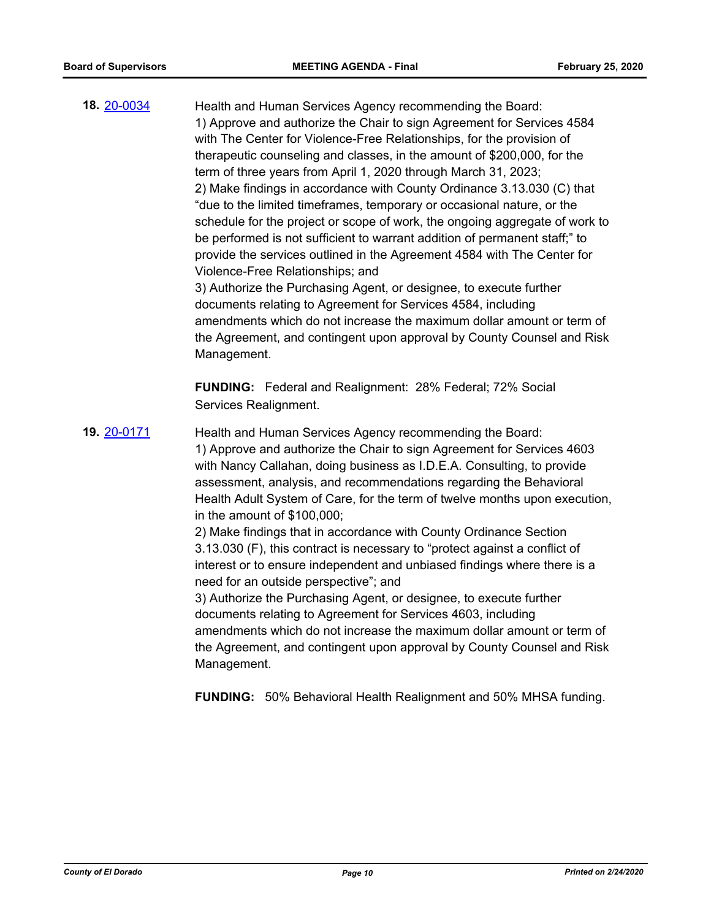**18.** [20-0034](20-0034)

Health and Human Services Agency recommending the Board:
1) Approve and authorize the Chair to sign Agreement for Services 4584 with The Center for Violence-Free Relationships, for the provision of therapeutic counseling and classes, in the amount of $200,000, for the term of three years from April 1, 2020 through March 31, 2023;
2) Make findings in accordance with County Ordinance 3.13.030 (C) that "due to the limited timeframes, temporary or occasional nature, or the schedule for the project or scope of work, the ongoing aggregate of work to be performed is not sufficient to warrant addition of permanent staff;" to provide the services outlined in the Agreement 4584 with The Center for Violence-Free Relationships; and
3) Authorize the Purchasing Agent, or designee, to execute further documents relating to Agreement for Services 4584, including amendments which do not increase the maximum dollar amount or term of the Agreement, and contingent upon approval by County Counsel and Risk Management.

**FUNDING:** Federal and Realignment: 28% Federal; 72% Social Services Realignment.

**19.** [20-0171](20-0171)

Health and Human Services Agency recommending the Board:
1) Approve and authorize the Chair to sign Agreement for Services 4603 with Nancy Callahan, doing business as I.D.E.A. Consulting, to provide assessment, analysis, and recommendations regarding the Behavioral Health Adult System of Care, for the term of twelve months upon execution, in the amount of $100,000;
2) Make findings that in accordance with County Ordinance Section 3.13.030 (F), this contract is necessary to "protect against a conflict of interest or to ensure independent and unbiased findings where there is a need for an outside perspective"; and
3) Authorize the Purchasing Agent, or designee, to execute further documents relating to Agreement for Services 4603, including amendments which do not increase the maximum dollar amount or term of the Agreement, and contingent upon approval by County Counsel and Risk Management.

**FUNDING:** 50% Behavioral Health Realignment and 50% MHSA funding.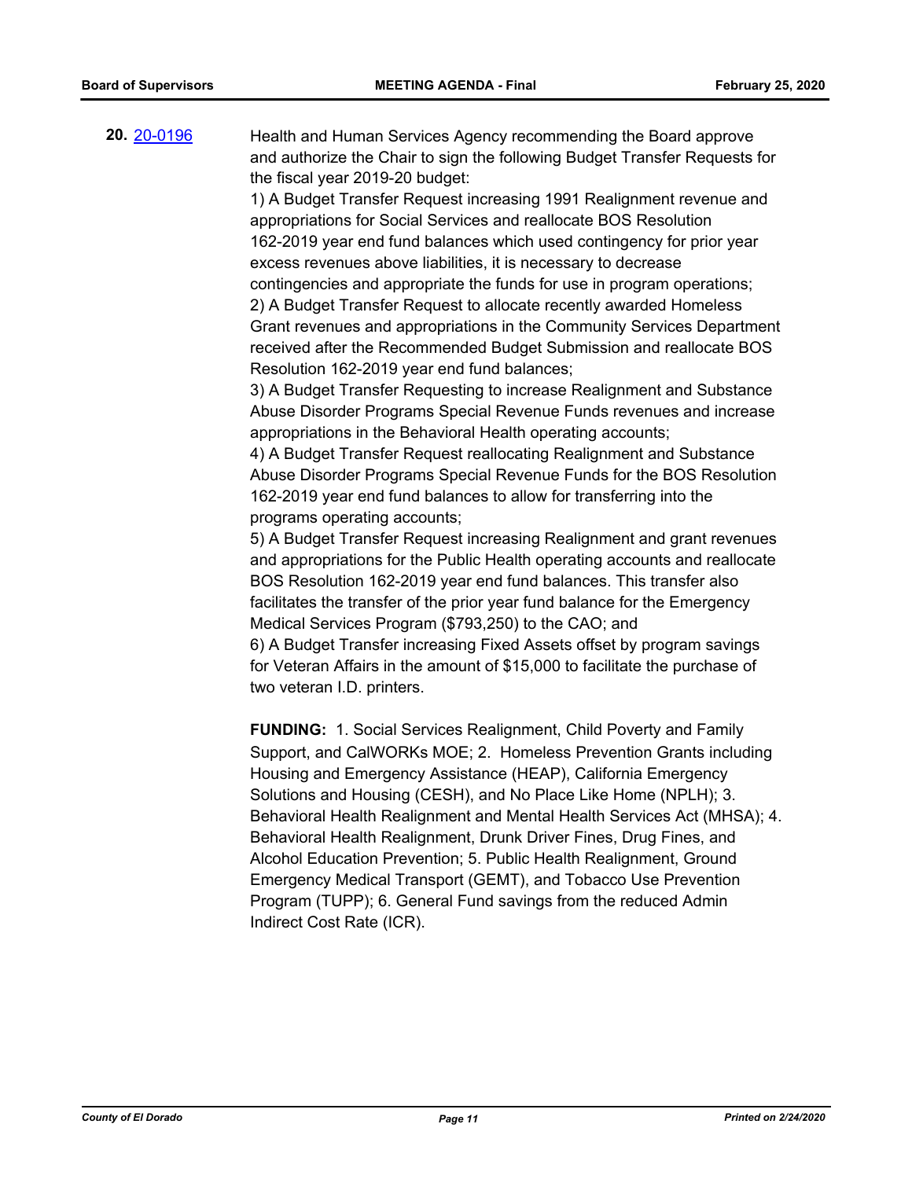**20.** [20-0196](20-0196)

Health and Human Services Agency recommending the Board approve and authorize the Chair to sign the following Budget Transfer Requests for the fiscal year 2019-20 budget:

1) A Budget Transfer Request increasing 1991 Realignment revenue and appropriations for Social Services and reallocate BOS Resolution 162-2019 year end fund balances which used contingency for prior year excess revenues above liabilities, it is necessary to decrease contingencies and appropriate the funds for use in program operations;

2) A Budget Transfer Request to allocate recently awarded Homeless Grant revenues and appropriations in the Community Services Department received after the Recommended Budget Submission and reallocate BOS Resolution 162-2019 year end fund balances;

3) A Budget Transfer Requesting to increase Realignment and Substance Abuse Disorder Programs Special Revenue Funds revenues and increase appropriations in the Behavioral Health operating accounts;

4) A Budget Transfer Request reallocating Realignment and Substance Abuse Disorder Programs Special Revenue Funds for the BOS Resolution 162-2019 year end fund balances to allow for transferring into the programs operating accounts;

5) A Budget Transfer Request increasing Realignment and grant revenues and appropriations for the Public Health operating accounts and reallocate BOS Resolution 162-2019 year end fund balances. This transfer also facilitates the transfer of the prior year fund balance for the Emergency Medical Services Program ($793,250) to the CAO; and

6) A Budget Transfer increasing Fixed Assets offset by program savings for Veteran Affairs in the amount of $15,000 to facilitate the purchase of two veteran I.D. printers.

**FUNDING:** 1. Social Services Realignment, Child Poverty and Family Support, and CalWORKs MOE; 2. Homeless Prevention Grants including Housing and Emergency Assistance (HEAP), California Emergency Solutions and Housing (CESH), and No Place Like Home (NPLH); 3. Behavioral Health Realignment and Mental Health Services Act (MHSA); 4. Behavioral Health Realignment, Drunk Driver Fines, Drug Fines, and Alcohol Education Prevention; 5. Public Health Realignment, Ground Emergency Medical Transport (GEMT), and Tobacco Use Prevention Program (TUPP); 6. General Fund savings from the reduced Admin Indirect Cost Rate (ICR).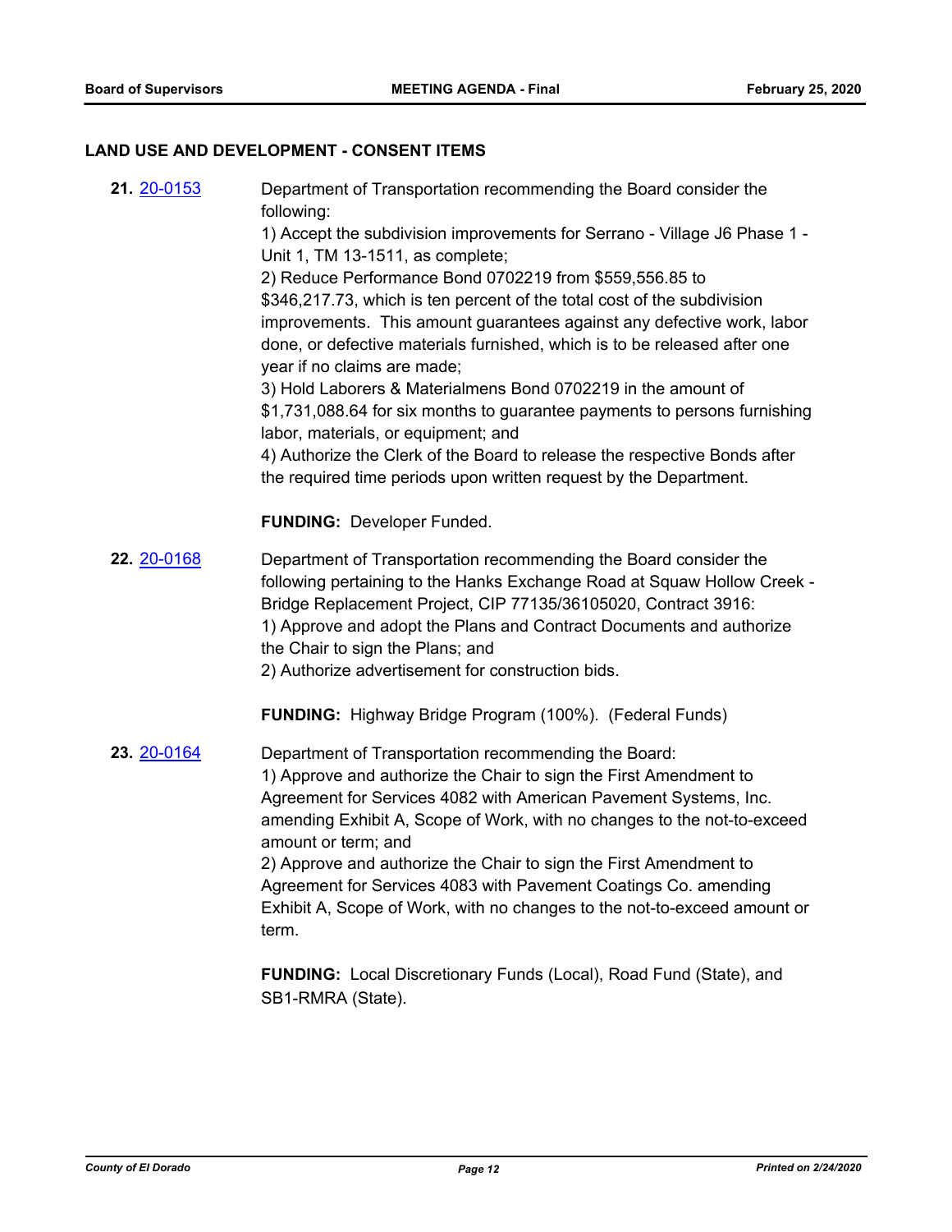## LAND USE AND DEVELOPMENT - CONSENT ITEMS

**21.** [20-0153](20-0153) Department of Transportation recommending the Board consider the following:

1) Accept the subdivision improvements for Serrano - Village J6 Phase 1 - Unit 1, TM 13-1511, as complete;
2) Reduce Performance Bond 0702219 from $559,556.85 to $346,217.73, which is ten percent of the total cost of the subdivision improvements. This amount guarantees against any defective work, labor done, or defective materials furnished, which is to be released after one year if no claims are made;
3) Hold Laborers & Materialmens Bond 0702219 in the amount of $1,731,088.64 for six months to guarantee payments to persons furnishing labor, materials, or equipment; and
4) Authorize the Clerk of the Board to release the respective Bonds after the required time periods upon written request by the Department.

**FUNDING:** Developer Funded.

**22.** [20-0168](20-0168) Department of Transportation recommending the Board consider the following pertaining to the Hanks Exchange Road at Squaw Hollow Creek - Bridge Replacement Project, CIP 77135/36105020, Contract 3916:

1) Approve and adopt the Plans and Contract Documents and authorize the Chair to sign the Plans; and
2) Authorize advertisement for construction bids.

**FUNDING:** Highway Bridge Program (100%). (Federal Funds)

**23.** [20-0164](20-0164) Department of Transportation recommending the Board:

1) Approve and authorize the Chair to sign the First Amendment to Agreement for Services 4082 with American Pavement Systems, Inc. amending Exhibit A, Scope of Work, with no changes to the not-to-exceed amount or term; and
2) Approve and authorize the Chair to sign the First Amendment to Agreement for Services 4083 with Pavement Coatings Co. amending Exhibit A, Scope of Work, with no changes to the not-to-exceed amount or term.

**FUNDING:** Local Discretionary Funds (Local), Road Fund (State), and SB1-RMRA (State).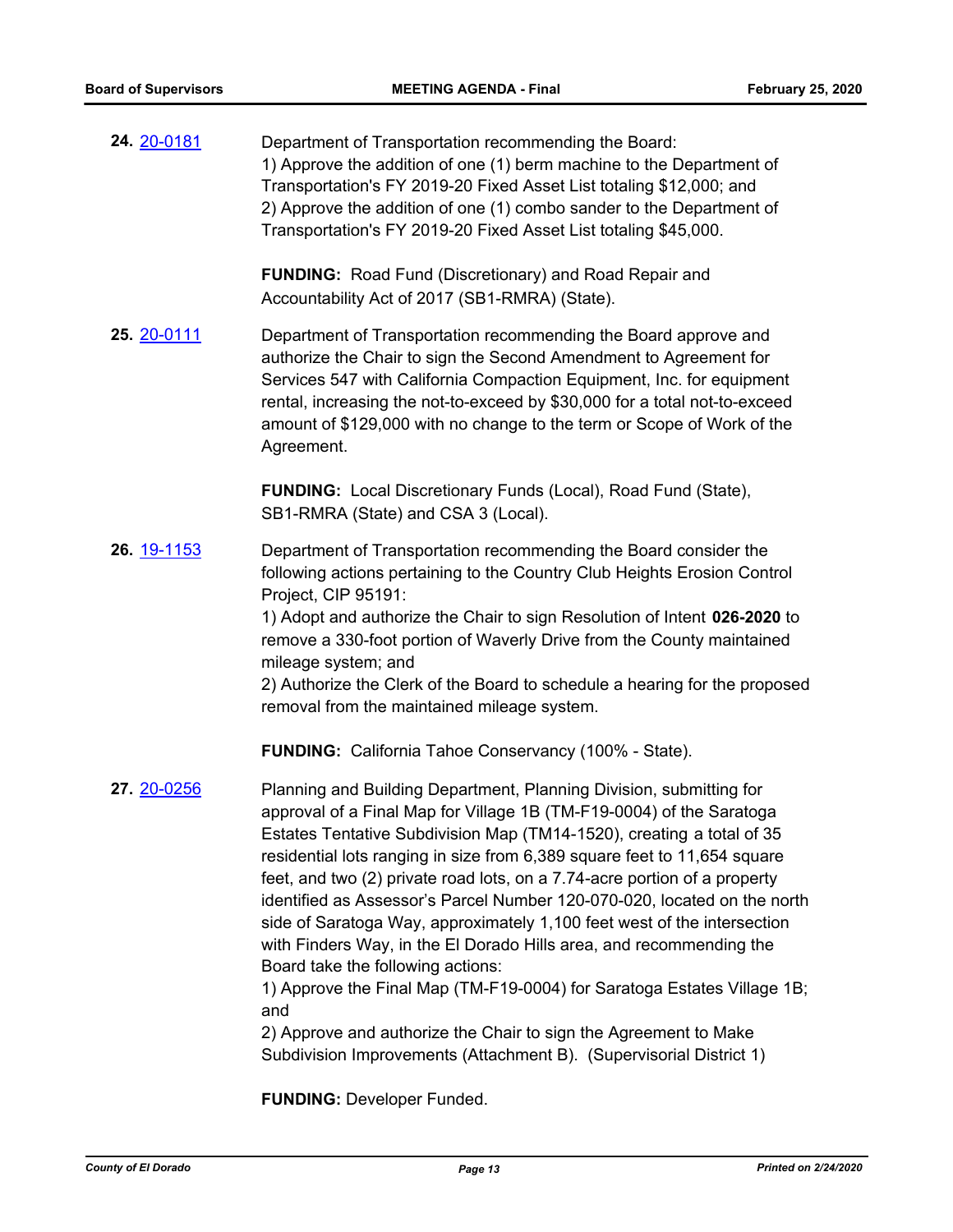**24.** 20-0181

Department of Transportation recommending the Board:
1) Approve the addition of one (1) berm machine to the Department of Transportation's FY 2019-20 Fixed Asset List totaling $12,000; and
2) Approve the addition of one (1) combo sander to the Department of Transportation's FY 2019-20 Fixed Asset List totaling $45,000.

**FUNDING:** Road Fund (Discretionary) and Road Repair and Accountability Act of 2017 (SB1-RMRA) (State).

**25.** 20-0111

Department of Transportation recommending the Board approve and authorize the Chair to sign the Second Amendment to Agreement for Services 547 with California Compaction Equipment, Inc. for equipment rental, increasing the not-to-exceed by $30,000 for a total not-to-exceed amount of $129,000 with no change to the term or Scope of Work of the Agreement.

**FUNDING:** Local Discretionary Funds (Local), Road Fund (State), SB1-RMRA (State) and CSA 3 (Local).

**26.** 19-1153

Department of Transportation recommending the Board consider the following actions pertaining to the Country Club Heights Erosion Control Project, CIP 95191:
1) Adopt and authorize the Chair to sign Resolution of Intent **026-2020** to remove a 330-foot portion of Waverly Drive from the County maintained mileage system; and
2) Authorize the Clerk of the Board to schedule a hearing for the proposed removal from the maintained mileage system.

**FUNDING:** California Tahoe Conservancy (100% - State).

**27.** 20-0256

Planning and Building Department, Planning Division, submitting for approval of a Final Map for Village 1B (TM-F19-0004) of the Saratoga Estates Tentative Subdivision Map (TM14-1520), creating a total of 35 residential lots ranging in size from 6,389 square feet to 11,654 square feet, and two (2) private road lots, on a 7.74-acre portion of a property identified as Assessor's Parcel Number 120-070-020, located on the north side of Saratoga Way, approximately 1,100 feet west of the intersection with Finders Way, in the El Dorado Hills area, and recommending the Board take the following actions:
1) Approve the Final Map (TM-F19-0004) for Saratoga Estates Village 1B; and
2) Approve and authorize the Chair to sign the Agreement to Make Subdivision Improvements (Attachment B). (Supervisorial District 1)

**FUNDING:** Developer Funded.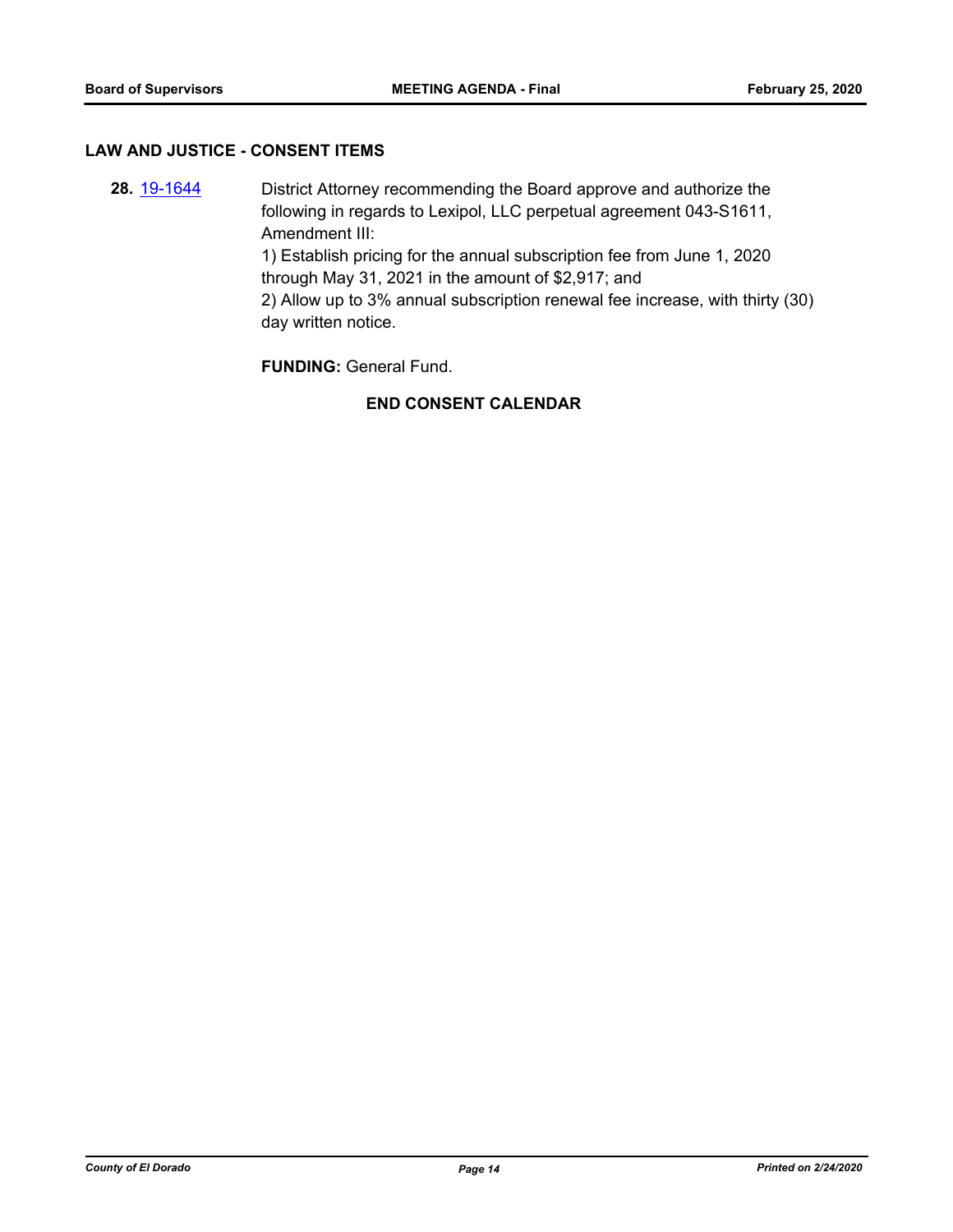## LAW AND JUSTICE - CONSENT ITEMS

**28.** 19-1644 District Attorney recommending the Board approve and authorize the following in regards to Lexipol, LLC perpetual agreement 043-S1611, Amendment III:

1) Establish pricing for the annual subscription fee from June 1, 2020 through May 31, 2021 in the amount of $2,917; and

2) Allow up to 3% annual subscription renewal fee increase, with thirty (30) day written notice.

**FUNDING:** General Fund.

**END CONSENT CALENDAR**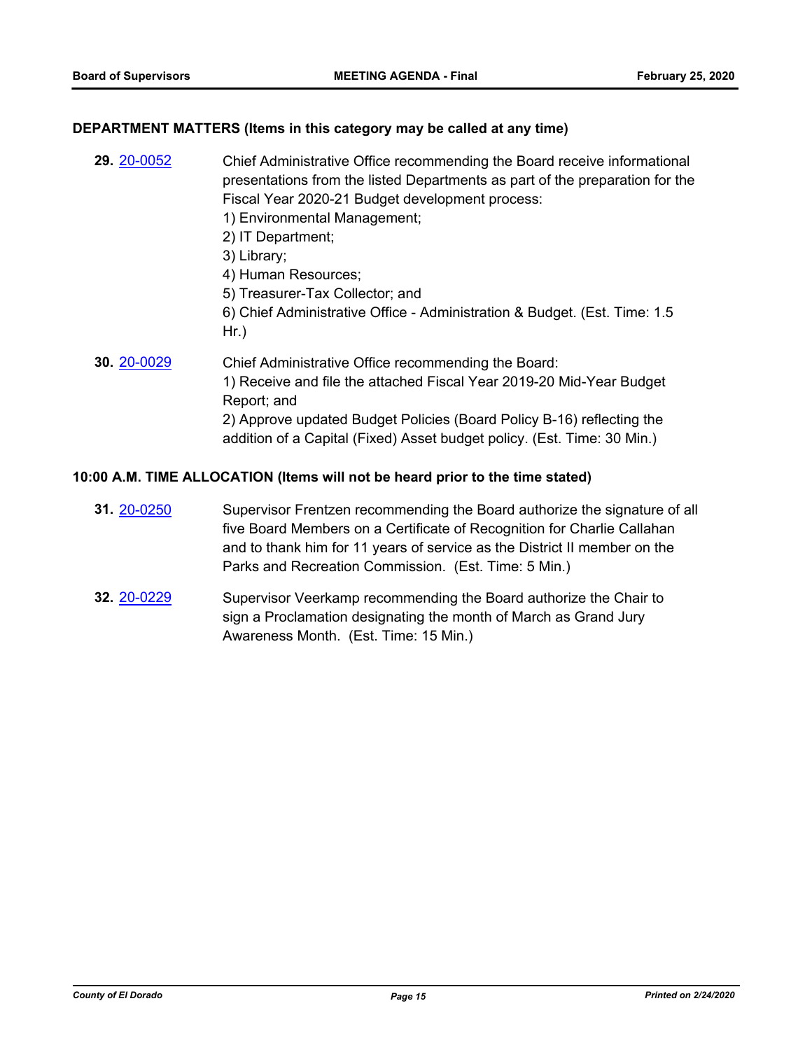## DEPARTMENT MATTERS (Items in this category may be called at any time)

**29.** [20-0052] Chief Administrative Office recommending the Board receive informational presentations from the listed Departments as part of the preparation for the Fiscal Year 2020-21 Budget development process:
1) Environmental Management;
2) IT Department;
3) Library;
4) Human Resources;
5) Treasurer-Tax Collector; and
6) Chief Administrative Office - Administration & Budget. (Est. Time: 1.5 Hr.)

**30.** [20-0029] Chief Administrative Office recommending the Board:
1) Receive and file the attached Fiscal Year 2019-20 Mid-Year Budget Report; and
2) Approve updated Budget Policies (Board Policy B-16) reflecting the addition of a Capital (Fixed) Asset budget policy. (Est. Time: 30 Min.)

## 10:00 A.M. TIME ALLOCATION (Items will not be heard prior to the time stated)

**31.** [20-0250] Supervisor Frentzen recommending the Board authorize the signature of all five Board Members on a Certificate of Recognition for Charlie Callahan and to thank him for 11 years of service as the District II member on the Parks and Recreation Commission. (Est. Time: 5 Min.)

**32.** [20-0229] Supervisor Veerkamp recommending the Board authorize the Chair to sign a Proclamation designating the month of March as Grand Jury Awareness Month. (Est. Time: 15 Min.)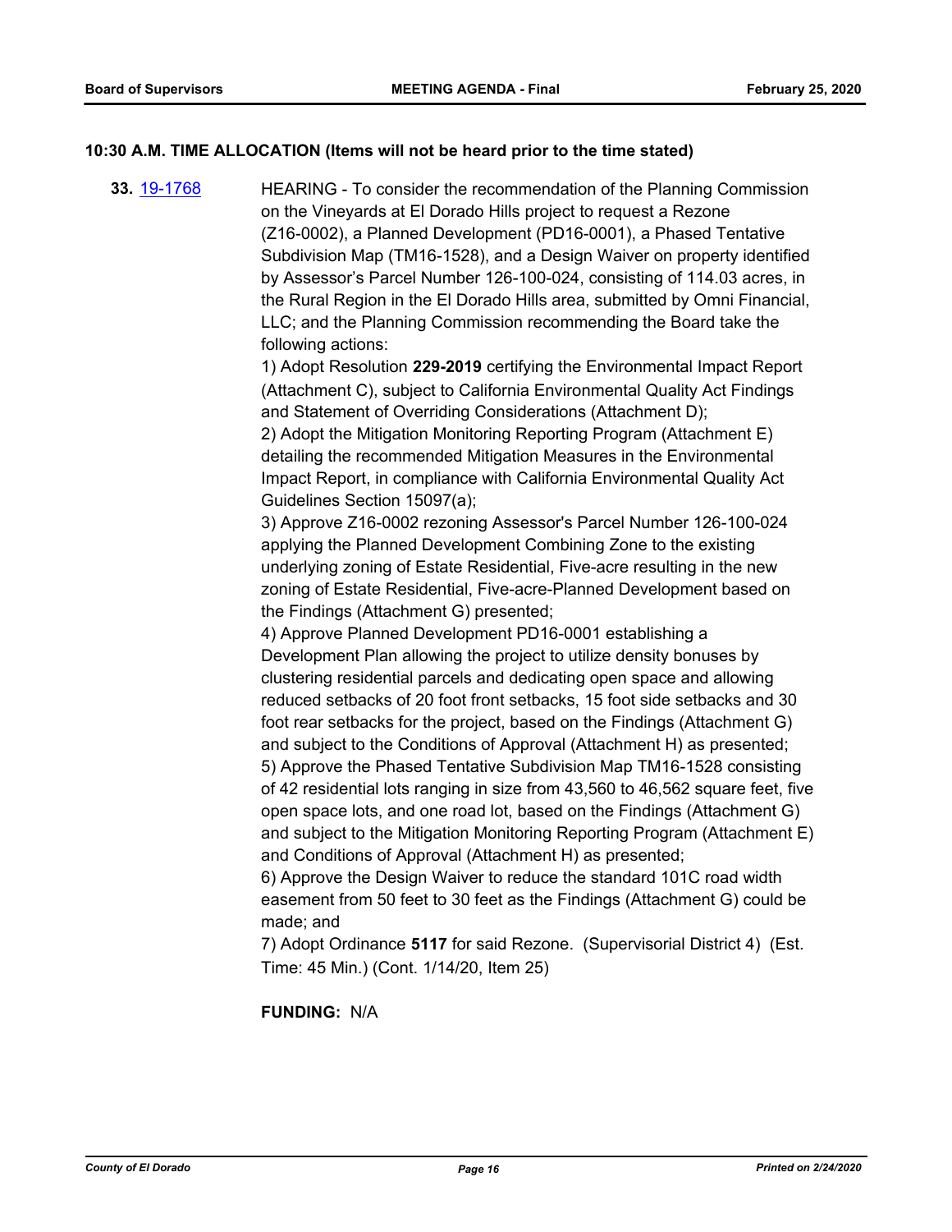## 10:30 A.M. TIME ALLOCATION (Items will not be heard prior to the time stated)

**33.** [19-1768](19-1768) HEARING - To consider the recommendation of the Planning Commission on the Vineyards at El Dorado Hills project to request a Rezone (Z16-0002), a Planned Development (PD16-0001), a Phased Tentative Subdivision Map (TM16-1528), and a Design Waiver on property identified by Assessor's Parcel Number 126-100-024, consisting of 114.03 acres, in the Rural Region in the El Dorado Hills area, submitted by Omni Financial, LLC; and the Planning Commission recommending the Board take the following actions:

1) Adopt Resolution **229-2019** certifying the Environmental Impact Report (Attachment C), subject to California Environmental Quality Act Findings and Statement of Overriding Considerations (Attachment D);

2) Adopt the Mitigation Monitoring Reporting Program (Attachment E) detailing the recommended Mitigation Measures in the Environmental Impact Report, in compliance with California Environmental Quality Act Guidelines Section 15097(a);

3) Approve Z16-0002 rezoning Assessor's Parcel Number 126-100-024 applying the Planned Development Combining Zone to the existing underlying zoning of Estate Residential, Five-acre resulting in the new zoning of Estate Residential, Five-acre-Planned Development based on the Findings (Attachment G) presented;

4) Approve Planned Development PD16-0001 establishing a Development Plan allowing the project to utilize density bonuses by clustering residential parcels and dedicating open space and allowing reduced setbacks of 20 foot front setbacks, 15 foot side setbacks and 30 foot rear setbacks for the project, based on the Findings (Attachment G) and subject to the Conditions of Approval (Attachment H) as presented;

5) Approve the Phased Tentative Subdivision Map TM16-1528 consisting of 42 residential lots ranging in size from 43,560 to 46,562 square feet, five open space lots, and one road lot, based on the Findings (Attachment G) and subject to the Mitigation Monitoring Reporting Program (Attachment E) and Conditions of Approval (Attachment H) as presented;

6) Approve the Design Waiver to reduce the standard 101C road width easement from 50 feet to 30 feet as the Findings (Attachment G) could be made; and

7) Adopt Ordinance **5117** for said Rezone. (Supervisorial District 4) (Est. Time: 45 Min.) (Cont. 1/14/20, Item 25)

**FUNDING:** N/A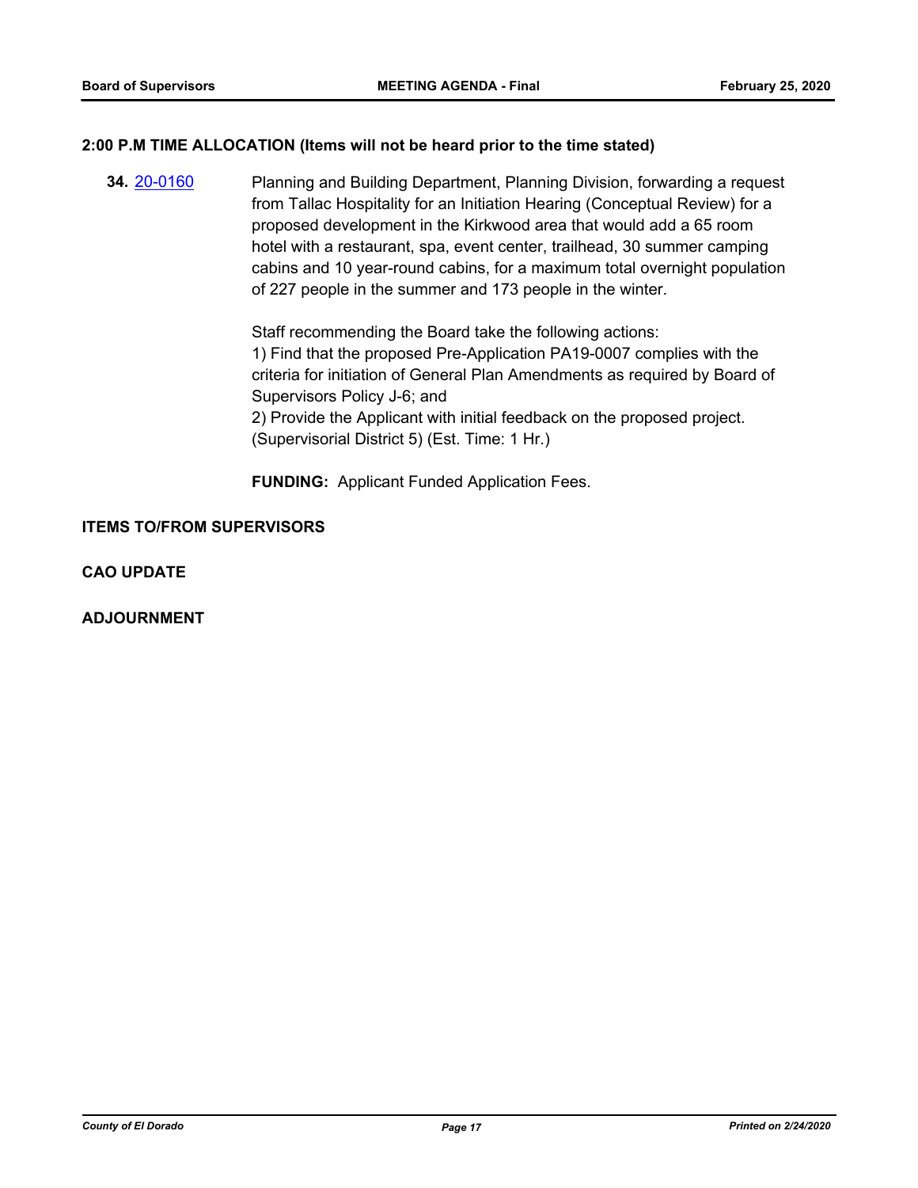## 2:00 P.M TIME ALLOCATION (Items will not be heard prior to the time stated)

**34.** [20-0160] Planning and Building Department, Planning Division, forwarding a request from Tallac Hospitality for an Initiation Hearing (Conceptual Review) for a proposed development in the Kirkwood area that would add a 65 room hotel with a restaurant, spa, event center, trailhead, 30 summer camping cabins and 10 year-round cabins, for a maximum total overnight population of 227 people in the summer and 173 people in the winter.

Staff recommending the Board take the following actions:
1) Find that the proposed Pre-Application PA19-0007 complies with the criteria for initiation of General Plan Amendments as required by Board of Supervisors Policy J-6; and
2) Provide the Applicant with initial feedback on the proposed project.
(Supervisorial District 5) (Est. Time: 1 Hr.)

**FUNDING:** Applicant Funded Application Fees.

## ITEMS TO/FROM SUPERVISORS

## CAO UPDATE

## ADJOURNMENT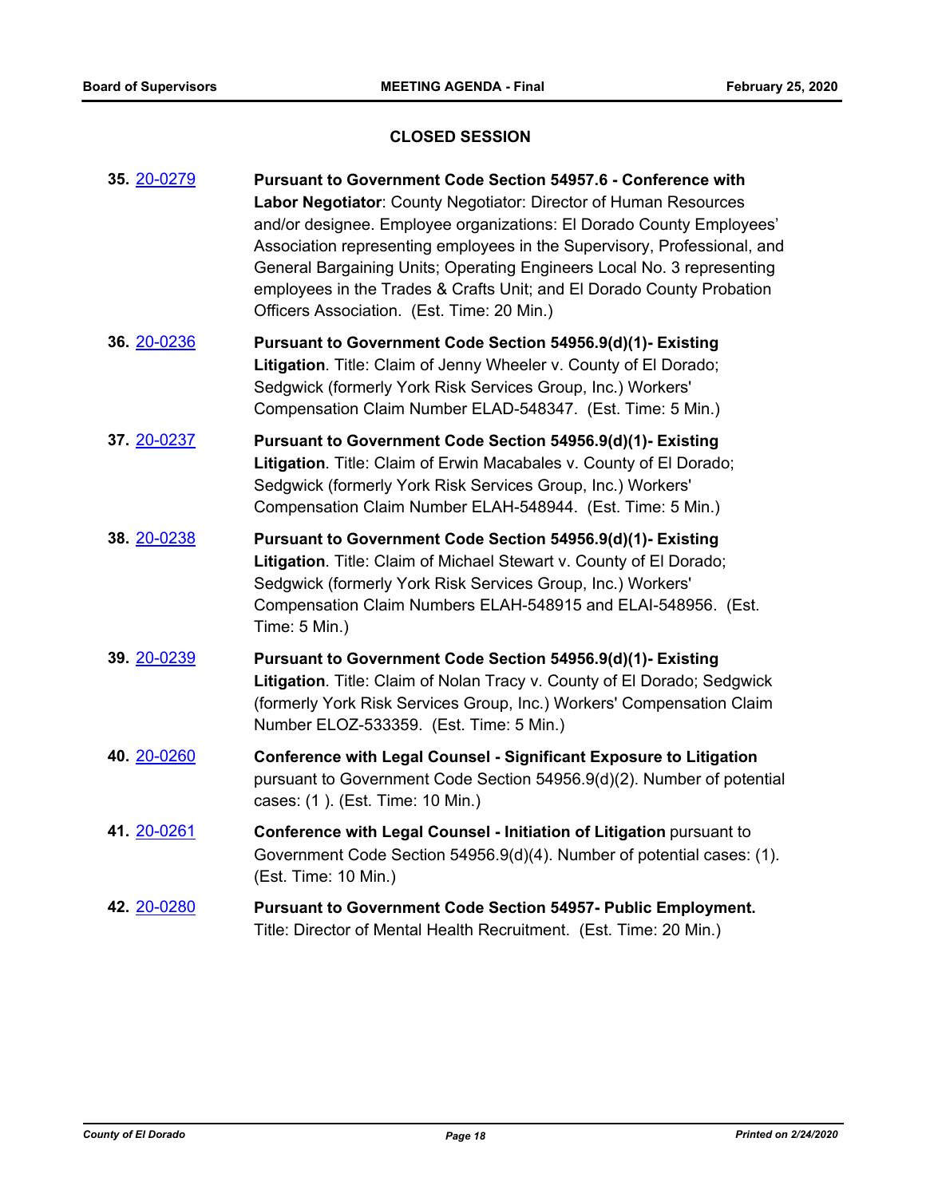## CLOSED SESSION

**35.** 20-0279 **Pursuant to Government Code Section 54957.6 - Conference with Labor Negotiator**: County Negotiator: Director of Human Resources and/or designee. Employee organizations: El Dorado County Employees' Association representing employees in the Supervisory, Professional, and General Bargaining Units; Operating Engineers Local No. 3 representing employees in the Trades & Crafts Unit; and El Dorado County Probation Officers Association. (Est. Time: 20 Min.)

**36.** 20-0236 **Pursuant to Government Code Section 54956.9(d)(1)- Existing Litigation**. Title: Claim of Jenny Wheeler v. County of El Dorado; Sedgwick (formerly York Risk Services Group, Inc.) Workers' Compensation Claim Number ELAD-548347. (Est. Time: 5 Min.)

**37.** 20-0237 **Pursuant to Government Code Section 54956.9(d)(1)- Existing Litigation**. Title: Claim of Erwin Macabales v. County of El Dorado; Sedgwick (formerly York Risk Services Group, Inc.) Workers' Compensation Claim Number ELAH-548944. (Est. Time: 5 Min.)

**38.** 20-0238 **Pursuant to Government Code Section 54956.9(d)(1)- Existing Litigation**. Title: Claim of Michael Stewart v. County of El Dorado; Sedgwick (formerly York Risk Services Group, Inc.) Workers' Compensation Claim Numbers ELAH-548915 and ELAI-548956. (Est. Time: 5 Min.)

**39.** 20-0239 **Pursuant to Government Code Section 54956.9(d)(1)- Existing Litigation**. Title: Claim of Nolan Tracy v. County of El Dorado; Sedgwick (formerly York Risk Services Group, Inc.) Workers' Compensation Claim Number ELOZ-533359. (Est. Time: 5 Min.)

**40.** 20-0260 **Conference with Legal Counsel - Significant Exposure to Litigation** pursuant to Government Code Section 54956.9(d)(2). Number of potential cases: (1 ). (Est. Time: 10 Min.)

**41.** 20-0261 **Conference with Legal Counsel - Initiation of Litigation** pursuant to Government Code Section 54956.9(d)(4). Number of potential cases: (1). (Est. Time: 10 Min.)

**42.** 20-0280 **Pursuant to Government Code Section 54957- Public Employment.** Title: Director of Mental Health Recruitment. (Est. Time: 20 Min.)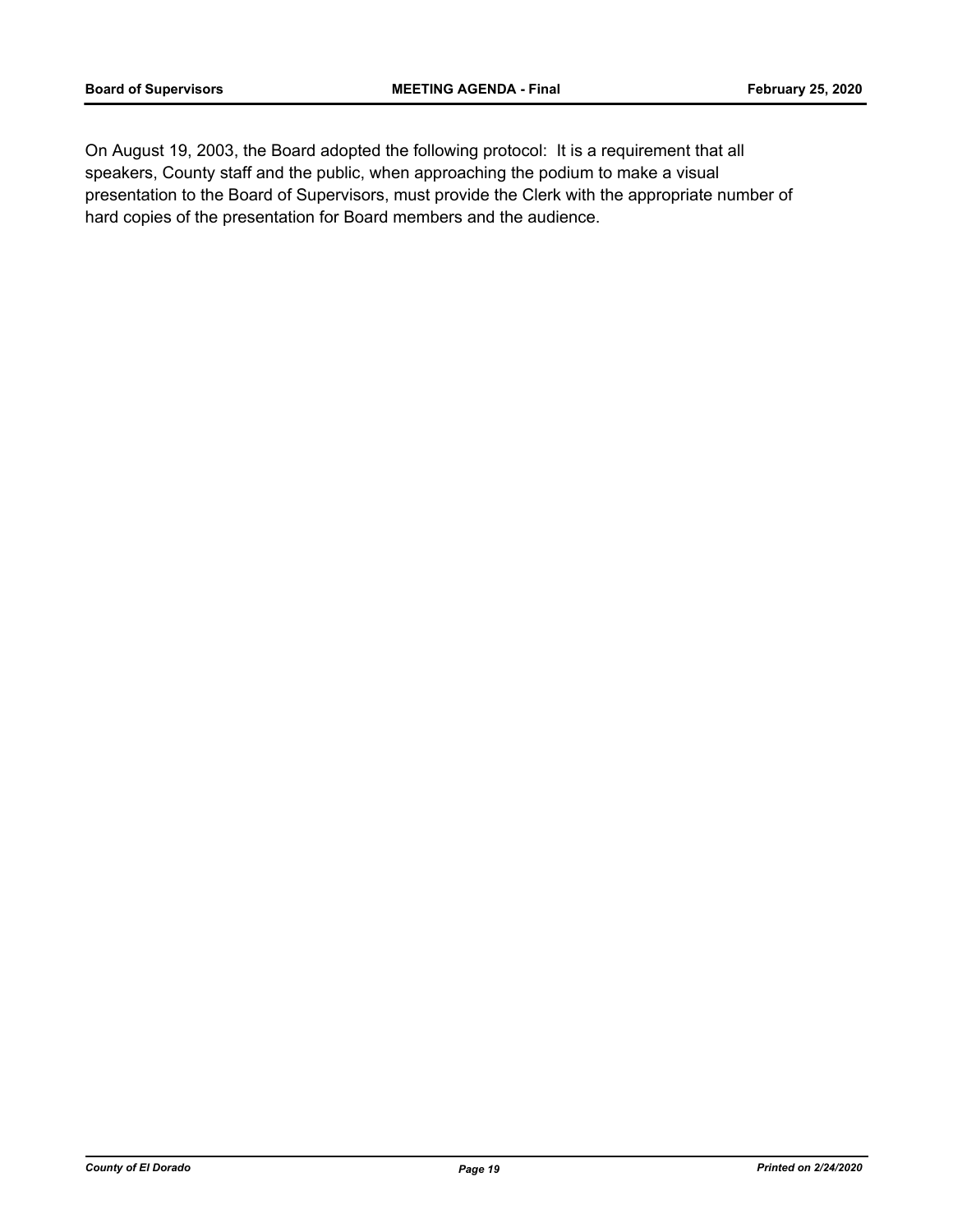On August 19, 2003, the Board adopted the following protocol: It is a requirement that all speakers, County staff and the public, when approaching the podium to make a visual presentation to the Board of Supervisors, must provide the Clerk with the appropriate number of hard copies of the presentation for Board members and the audience.